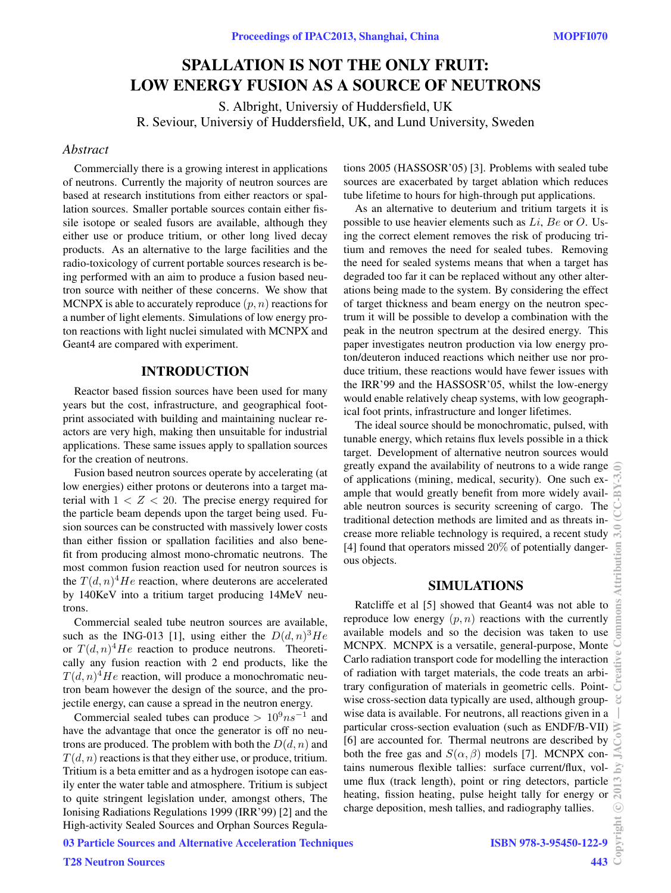# SPALLATION IS NOT THE ONLY FRUIT: LOW ENERGY FUSION AS A SOURCE OF NEUTRONS

S. Albright, Universiy of Huddersfield, UK
R. Seviour, Universiy of Huddersfield, UK, and Lund University, Sweden

## *Abstract*

Commercially there is a growing interest in applications of neutrons. Currently the majority of neutron sources are based at research institutions from either reactors or spallation sources. Smaller portable sources contain either fissile isotope or sealed fusors are available, although they either use or produce tritium, or other long lived decay products. As an alternative to the large facilities and the radio-toxicology of current portable sources research is being performed with an aim to produce a fusion based neutron source with neither of these concerns. We show that MCNPX is able to accurately reproduce $(p, n)$ reactions for a number of light elements. Simulations of low energy proton reactions with light nuclei simulated with MCNPX and Geant4 are compared with experiment.

## INTRODUCTION

Reactor based fission sources have been used for many years but the cost, infrastructure, and geographical footprint associated with building and maintaining nuclear reactors are very high, making then unsuitable for industrial applications. These same issues apply to spallation sources for the creation of neutrons.

Fusion based neutron sources operate by accelerating (at low energies) either protons or deuterons into a target material with $1 < Z < 20$. The precise energy required for the particle beam depends upon the target being used. Fusion sources can be constructed with massively lower costs than either fission or spallation facilities and also benefit from producing almost mono-chromatic neutrons. The most common fusion reaction used for neutron sources is the $T(d, n)^4He$ reaction, where deuterons are accelerated by 140KeV into a tritium target producing 14MeV neutrons.

Commercial sealed tube neutron sources are available, such as the ING-013 [1], using either the $D(d, n)^3He$ or $T(d, n)^4He$ reaction to produce neutrons. Theoretically any fusion reaction with 2 end products, like the $T(d, n)^4He$ reaction, will produce a monochromatic neutron beam however the design of the source, and the projectile energy, can cause a spread in the neutron energy.

Commercial sealed tubes can produce $> 10^9 ns^{-1}$ and have the advantage that once the generator is off no neutrons are produced. The problem with both the $D(d, n)$ and $T(d, n)$ reactions is that they either use, or produce, tritium. Tritium is a beta emitter and as a hydrogen isotope can easily enter the water table and atmosphere. Tritium is subject to quite stringent legislation under, amongst others, The Ionising Radiations Regulations 1999 (IRR'99) [2] and the High-activity Sealed Sources and Orphan Sources Regulations 2005 (HASSOSR'05) [3]. Problems with sealed tube sources are exacerbated by target ablation which reduces tube lifetime to hours for high-through put applications.

As an alternative to deuterium and tritium targets it is possible to use heavier elements such as $Li$, $Be$ or $O$. Using the correct element removes the risk of producing tritium and removes the need for sealed tubes. Removing the need for sealed systems means that when a target has degraded too far it can be replaced without any other alterations being made to the system. By considering the effect of target thickness and beam energy on the neutron spectrum it will be possible to develop a combination with the peak in the neutron spectrum at the desired energy. This paper investigates neutron production via low energy proton/deuteron induced reactions which neither use nor produce tritium, these reactions would have fewer issues with the IRR'99 and the HASSOSR'05, whilst the low-energy would enable relatively cheap systems, with low geographical foot prints, infrastructure and longer lifetimes.

The ideal source should be monochromatic, pulsed, with tunable energy, which retains flux levels possible in a thick target. Development of alternative neutron sources would greatly expand the availability of neutrons to a wide range of applications (mining, medical, security). One such example that would greatly benefit from more widely available neutron sources is security screening of cargo. The traditional detection methods are limited and as threats increase more reliable technology is required, a recent study [4] found that operators missed 20% of potentially dangerous objects.

## SIMULATIONS

Ratcliffe et al [5] showed that Geant4 was not able to reproduce low energy $(p, n)$ reactions with the currently available models and so the decision was taken to use MCNPX. MCNPX is a versatile, general-purpose, Monte Carlo radiation transport code for modelling the interaction of radiation with target materials, the code treats an arbitrary configuration of materials in geometric cells. Pointwise cross-section data typically are used, although groupwise data is available. For neutrons, all reactions given in a particular cross-section evaluation (such as ENDF/B-VII) [6] are accounted for. Thermal neutrons are described by both the free gas and $S(\alpha, \beta)$ models [7]. MCNPX contains numerous flexible tallies: surface current/flux, volume flux (track length), point or ring detectors, particle heating, fission heating, pulse height tally for energy or charge deposition, mesh tallies, and radiography tallies.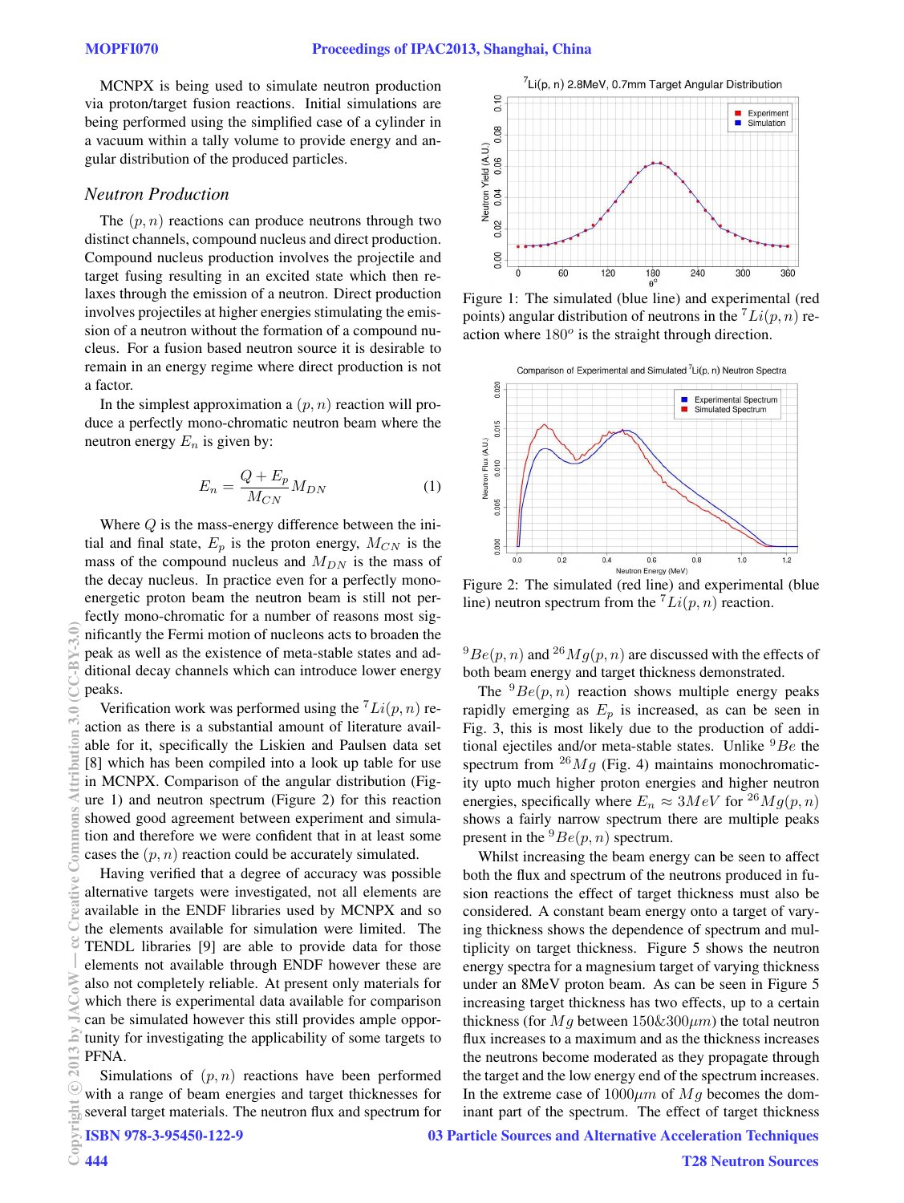MCNPX is being used to simulate neutron production via proton/target fusion reactions. Initial simulations are being performed using the simplified case of a cylinder in a vacuum within a tally volume to provide energy and angular distribution of the produced particles.

### *Neutron Production*

The $(p, n)$ reactions can produce neutrons through two distinct channels, compound nucleus and direct production. Compound nucleus production involves the projectile and target fusing resulting in an excited state which then relaxes through the emission of a neutron. Direct production involves projectiles at higher energies stimulating the emission of a neutron without the formation of a compound nucleus. For a fusion based neutron source it is desirable to remain in an energy regime where direct production is not a factor.

In the simplest approximation a $(p, n)$ reaction will produce a perfectly mono-chromatic neutron beam where the neutron energy $E_n$ is given by:

$$E_n = \frac{Q + E_p}{M_{CN}} M_{DN} \quad (1)$$

Where $Q$ is the mass-energy difference between the initial and final state, $E_p$ is the proton energy, $M_{CN}$ is the mass of the compound nucleus and $M_{DN}$ is the mass of the decay nucleus. In practice even for a perfectly mono-energetic proton beam the neutron beam is still not perfectly mono-chromatic for a number of reasons most significantly the Fermi motion of nucleons acts to broaden the peak as well as the existence of meta-stable states and additional decay channels which can introduce lower energy peaks.

Verification work was performed using the $^7Li(p, n)$ reaction as there is a substantial amount of literature available for it, specifically the Liskien and Paulsen data set [8] which has been compiled into a look up table for use in MCNPX. Comparison of the angular distribution (Figure 1) and neutron spectrum (Figure 2) for this reaction showed good agreement between experiment and simulation and therefore we were confident that in at least some cases the $(p, n)$ reaction could be accurately simulated.

Having verified that a degree of accuracy was possible alternative targets were investigated, not all elements are available in the ENDF libraries used by MCNPX and so the elements available for simulation were limited. The TENDL libraries [9] are able to provide data for those elements not available through ENDF however these are also not completely reliable. At present only materials for which there is experimental data available for comparison can be simulated however this still provides ample opportunity for investigating the applicability of some targets to PFNA.

Simulations of $(p, n)$ reactions have been performed with a range of beam energies and target thicknesses for several target materials. The neutron flux and spectrum for

$^7$Li(p, n) 2.8MeV, 0.7mm Target Angular Distribution

Experiment
Simulation

Neutron Yield (A.U.)

0.00 0.02 0.04 0.06 0.08 0.10

0 60 120 180 240 300 360

θ°

Figure 1: The simulated (blue line) and experimental (red points) angular distribution of neutrons in the $^7Li(p, n)$ reaction where $180^o$ is the straight through direction.

Comparison of Experimental and Simulated $^7$Li(p, n) Neutron Spectra

Experimental Spectrum
Simulated Spectrum

Neutron Flux (A.U.)

0.000 0.005 0.010 0.015 0.020

0.0 0.2 0.4 0.6 0.8 1.0 1.2

Neutron Energy (MeV)

Figure 2: The simulated (red line) and experimental (blue line) neutron spectrum from the $^7Li(p, n)$ reaction.

$^9Be(p, n)$ and $^{26}Mg(p, n)$ are discussed with the effects of both beam energy and target thickness demonstrated.

The $^9Be(p, n)$ reaction shows multiple energy peaks rapidly emerging as $E_p$ is increased, as can be seen in Fig. 3, this is most likely due to the production of additional ejectiles and/or meta-stable states. Unlike $^9Be$ the spectrum from $^{26}Mg$ (Fig. 4) maintains monochromaticity upto much higher proton energies and higher neutron energies, specifically where $E_n \approx 3MeV$ for $^{26}Mg(p, n)$ shows a fairly narrow spectrum there are multiple peaks present in the $^9Be(p, n)$ spectrum.

Whilst increasing the beam energy can be seen to affect both the flux and spectrum of the neutrons produced in fusion reactions the effect of target thickness must also be considered. A constant beam energy onto a target of varying thickness shows the dependence of spectrum and multiplicity on target thickness. Figure 5 shows the neutron energy spectra for a magnesium target of varying thickness under an 8MeV proton beam. As can be seen in Figure 5 increasing target thickness has two effects, up to a certain thickness (for $Mg$ between $150\&300\mu m$) the total neutron flux increases to a maximum and as the thickness increases the neutrons become moderated as they propagate through the target and the low energy end of the spectrum increases. In the extreme case of $1000\mu m$ of $Mg$ becomes the dominant part of the spectrum. The effect of target thickness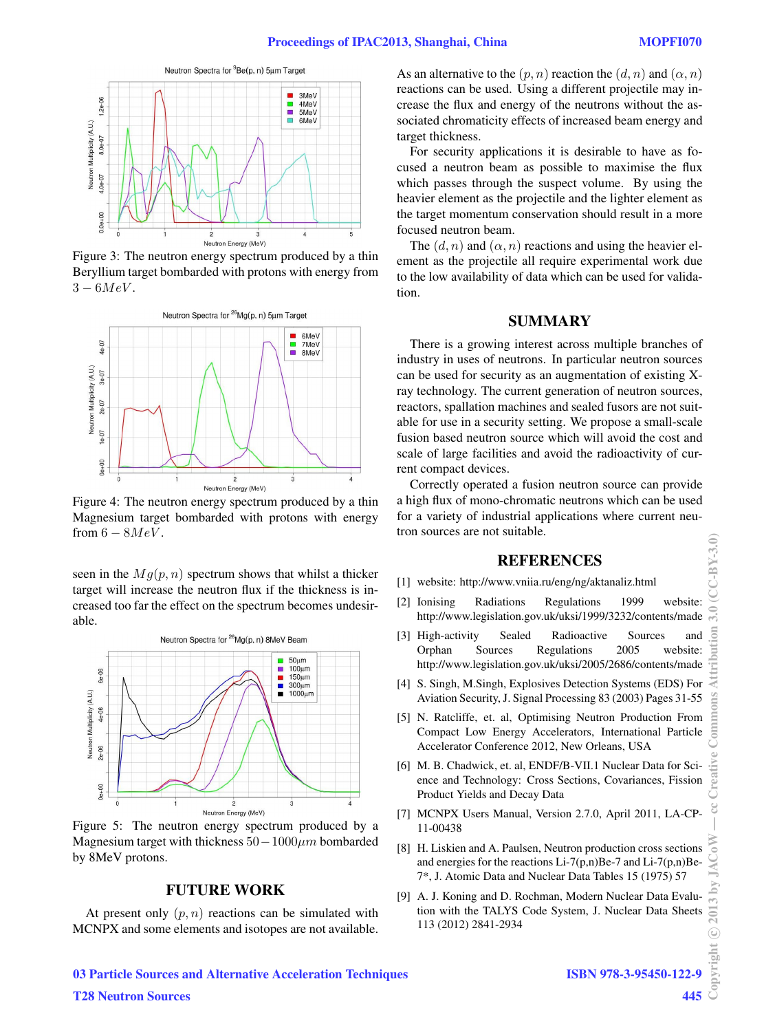Neutron Spectra for $^9$Be(p, n) 5µm Target

Neutron Multiplicity (A.U.)

0.0e+00
4.0e-07
8.0e-07
1.2e-06

0
1
2
3
4
5

Neutron Energy (MeV)

3MeV
4MeV
5MeV
6MeV

Figure 3: The neutron energy spectrum produced by a thin Beryllium target bombarded with protons with energy from $3 - 6MeV$.

Neutron Spectra for $^{26}$Mg(p, n) 5µm Target

Neutron Multiplicity (A.U.)

0e+00
1e-07
2e-07
3e-07
4e-07

0
1
2
3
4

Neutron Energy (MeV)

6MeV
7MeV
8MeV

Figure 4: The neutron energy spectrum produced by a thin Magnesium target bombarded with protons with energy from $6 - 8MeV$.

seen in the $Mg(p, n)$ spectrum shows that whilst a thicker target will increase the neutron flux if the thickness is increased too far the effect on the spectrum becomes undesirable.

Neutron Spectra for $^{26}$Mg(p, n) 8MeV Beam

Neutron Multiplicity (A.U.)

0e+00
2e-06
4e-06
6e-06

0
1
2
3
4

Neutron Energy (MeV)

50µm
100µm
150µm
300µm
1000µm

Figure 5: The neutron energy spectrum produced by a Magnesium target with thickness $50 - 1000\mu m$ bombarded by 8MeV protons.

## FUTURE WORK

At present only $(p, n)$ reactions can be simulated with MCNPX and some elements and isotopes are not available. As an alternative to the $(p, n)$ reaction the $(d, n)$ and $(\alpha, n)$ reactions can be used. Using a different projectile may increase the flux and energy of the neutrons without the associated chromaticity effects of increased beam energy and target thickness.

For security applications it is desirable to have as focused a neutron beam as possible to maximise the flux which passes through the suspect volume. By using the heavier element as the projectile and the lighter element as the target momentum conservation should result in a more focused neutron beam.

The $(d, n)$ and $(\alpha, n)$ reactions and using the heavier element as the projectile all require experimental work due to the low availability of data which can be used for validation.

## SUMMARY

There is a growing interest across multiple branches of industry in uses of neutrons. In particular neutron sources can be used for security as an augmentation of existing X-ray technology. The current generation of neutron sources, reactors, spallation machines and sealed fusors are not suitable for use in a security setting. We propose a small-scale fusion based neutron source which will avoid the cost and scale of large facilities and avoid the radioactivity of current compact devices.

Correctly operated a fusion neutron source can provide a high flux of mono-chromatic neutrons which can be used for a variety of industrial applications where current neutron sources are not suitable.

## REFERENCES

[1] website: http://www.vniia.ru/eng/ng/aktanaliz.html

[2] Ionising Radiations Regulations 1999 website: http://www.legislation.gov.uk/uksi/1999/3232/contents/made

[3] High-activity Sealed Radioactive Sources and Orphan Sources Regulations 2005 website: http://www.legislation.gov.uk/uksi/2005/2686/contents/made

[4] S. Singh, M.Singh, Explosives Detection Systems (EDS) For Aviation Security, J. Signal Processing 83 (2003) Pages 31-55

[5] N. Ratcliffe, et. al, Optimising Neutron Production From Compact Low Energy Accelerators, International Particle Accelerator Conference 2012, New Orleans, USA

[6] M. B. Chadwick, et. al, ENDF/B-VII.1 Nuclear Data for Science and Technology: Cross Sections, Covariances, Fission Product Yields and Decay Data

[7] MCNPX Users Manual, Version 2.7.0, April 2011, LA-CP-11-00438

[8] H. Liskien and A. Paulsen, Neutron production cross sections and energies for the reactions Li-7(p,n)Be-7 and Li-7(p,n)Be-7*, J. Atomic Data and Nuclear Data Tables 15 (1975) 57

[9] A. J. Koning and D. Rochman, Modern Nuclear Data Evaluation with the TALYS Code System, J. Nuclear Data Sheets 113 (2012) 2841-2934